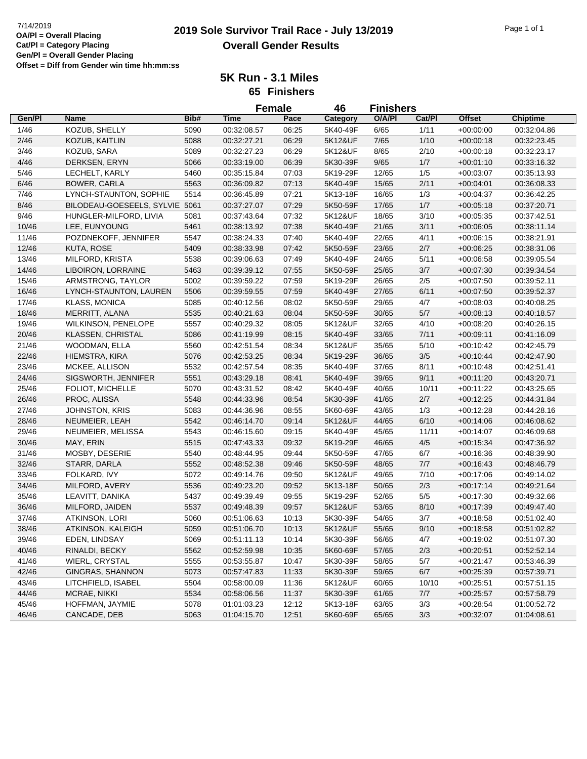7/14/2019
**OA/Pl = Overall Placing**
**Cat/Pl = Category Placing**
**Gen/Pl = Overall Gender Placing**
**Offset = Diff from Gender win time hh:mm:ss**

# 2019 Sole Survivor Trail Race - July 13/2019

## Overall Gender Results

### 5K Run - 3.1 Miles

**65 Finishers**

**Female 46 Finishers**

| Gen/Pl | Name | Bib# | Time | Pace | Category | O/A/Pl | Cat/Pl | Offset | Chiptime |
|---|---|---|---|---|---|---|---|---|---|
| 1/46 | KOZUB, SHELLY | 5090 | 00:32:08.57 | 06:25 | 5K40-49F | 6/65 | 1/11 | +00:00:00 | 00:32:04.86 |
| 2/46 | KOZUB, KAITLIN | 5088 | 00:32:27.21 | 06:29 | 5K12&UF | 7/65 | 1/10 | +00:00:18 | 00:32:23.45 |
| 3/46 | KOZUB, SARA | 5089 | 00:32:27.23 | 06:29 | 5K12&UF | 8/65 | 2/10 | +00:00:18 | 00:32:23.17 |
| 4/46 | DERKSEN, ERYN | 5066 | 00:33:19.00 | 06:39 | 5K30-39F | 9/65 | 1/7 | +00:01:10 | 00:33:16.32 |
| 5/46 | LECHELT, KARLY | 5460 | 00:35:15.84 | 07:03 | 5K19-29F | 12/65 | 1/5 | +00:03:07 | 00:35:13.93 |
| 6/46 | BOWER, CARLA | 5563 | 00:36:09.82 | 07:13 | 5K40-49F | 15/65 | 2/11 | +00:04:01 | 00:36:08.33 |
| 7/46 | LYNCH-STAUNTON, SOPHIE | 5514 | 00:36:45.89 | 07:21 | 5K13-18F | 16/65 | 1/3 | +00:04:37 | 00:36:42.25 |
| 8/46 | BILODEAU-GOESEELS, SYLVIE | 5061 | 00:37:27.07 | 07:29 | 5K50-59F | 17/65 | 1/7 | +00:05:18 | 00:37:20.71 |
| 9/46 | HUNGLER-MILFORD, LIVIA | 5081 | 00:37:43.64 | 07:32 | 5K12&UF | 18/65 | 3/10 | +00:05:35 | 00:37:42.51 |
| 10/46 | LEE, EUNYOUNG | 5461 | 00:38:13.92 | 07:38 | 5K40-49F | 21/65 | 3/11 | +00:06:05 | 00:38:11.14 |
| 11/46 | POZDNEKOFF, JENNIFER | 5547 | 00:38:24.33 | 07:40 | 5K40-49F | 22/65 | 4/11 | +00:06:15 | 00:38:21.91 |
| 12/46 | KUTA, ROSE | 5409 | 00:38:33.98 | 07:42 | 5K50-59F | 23/65 | 2/7 | +00:06:25 | 00:38:31.06 |
| 13/46 | MILFORD, KRISTA | 5538 | 00:39:06.63 | 07:49 | 5K40-49F | 24/65 | 5/11 | +00:06:58 | 00:39:05.54 |
| 14/46 | LIBOIRON, LORRAINE | 5463 | 00:39:39.12 | 07:55 | 5K50-59F | 25/65 | 3/7 | +00:07:30 | 00:39:34.54 |
| 15/46 | ARMSTRONG, TAYLOR | 5002 | 00:39:59.22 | 07:59 | 5K19-29F | 26/65 | 2/5 | +00:07:50 | 00:39:52.11 |
| 16/46 | LYNCH-STAUNTON, LAUREN | 5506 | 00:39:59.55 | 07:59 | 5K40-49F | 27/65 | 6/11 | +00:07:50 | 00:39:52.37 |
| 17/46 | KLASS, MONICA | 5085 | 00:40:12.56 | 08:02 | 5K50-59F | 29/65 | 4/7 | +00:08:03 | 00:40:08.25 |
| 18/46 | MERRITT, ALANA | 5535 | 00:40:21.63 | 08:04 | 5K50-59F | 30/65 | 5/7 | +00:08:13 | 00:40:18.57 |
| 19/46 | WILKINSON, PENELOPE | 5557 | 00:40:29.32 | 08:05 | 5K12&UF | 32/65 | 4/10 | +00:08:20 | 00:40:26.15 |
| 20/46 | KLASSEN, CHRISTAL | 5086 | 00:41:19.99 | 08:15 | 5K40-49F | 33/65 | 7/11 | +00:09:11 | 00:41:16.09 |
| 21/46 | WOODMAN, ELLA | 5560 | 00:42:51.54 | 08:34 | 5K12&UF | 35/65 | 5/10 | +00:10:42 | 00:42:45.79 |
| 22/46 | HIEMSTRA, KIRA | 5076 | 00:42:53.25 | 08:34 | 5K19-29F | 36/65 | 3/5 | +00:10:44 | 00:42:47.90 |
| 23/46 | MCKEE, ALLISON | 5532 | 00:42:57.54 | 08:35 | 5K40-49F | 37/65 | 8/11 | +00:10:48 | 00:42:51.41 |
| 24/46 | SIGSWORTH, JENNIFER | 5551 | 00:43:29.18 | 08:41 | 5K40-49F | 39/65 | 9/11 | +00:11:20 | 00:43:20.71 |
| 25/46 | FOLIOT, MICHELLE | 5070 | 00:43:31.52 | 08:42 | 5K40-49F | 40/65 | 10/11 | +00:11:22 | 00:43:25.65 |
| 26/46 | PROC, ALISSA | 5548 | 00:44:33.96 | 08:54 | 5K30-39F | 41/65 | 2/7 | +00:12:25 | 00:44:31.84 |
| 27/46 | JOHNSTON, KRIS | 5083 | 00:44:36.96 | 08:55 | 5K60-69F | 43/65 | 1/3 | +00:12:28 | 00:44:28.16 |
| 28/46 | NEUMEIER, LEAH | 5542 | 00:46:14.70 | 09:14 | 5K12&UF | 44/65 | 6/10 | +00:14:06 | 00:46:08.62 |
| 29/46 | NEUMEIER, MELISSA | 5543 | 00:46:15.60 | 09:15 | 5K40-49F | 45/65 | 11/11 | +00:14:07 | 00:46:09.68 |
| 30/46 | MAY, ERIN | 5515 | 00:47:43.33 | 09:32 | 5K19-29F | 46/65 | 4/5 | +00:15:34 | 00:47:36.92 |
| 31/46 | MOSBY, DESERIE | 5540 | 00:48:44.95 | 09:44 | 5K50-59F | 47/65 | 6/7 | +00:16:36 | 00:48:39.90 |
| 32/46 | STARR, DARLA | 5552 | 00:48:52.38 | 09:46 | 5K50-59F | 48/65 | 7/7 | +00:16:43 | 00:48:46.79 |
| 33/46 | FOLKARD, IVY | 5072 | 00:49:14.76 | 09:50 | 5K12&UF | 49/65 | 7/10 | +00:17:06 | 00:49:14.02 |
| 34/46 | MILFORD, AVERY | 5536 | 00:49:23.20 | 09:52 | 5K13-18F | 50/65 | 2/3 | +00:17:14 | 00:49:21.64 |
| 35/46 | LEAVITT, DANIKA | 5437 | 00:49:39.49 | 09:55 | 5K19-29F | 52/65 | 5/5 | +00:17:30 | 00:49:32.66 |
| 36/46 | MILFORD, JAIDEN | 5537 | 00:49:48.39 | 09:57 | 5K12&UF | 53/65 | 8/10 | +00:17:39 | 00:49:47.40 |
| 37/46 | ATKINSON, LORI | 5060 | 00:51:06.63 | 10:13 | 5K30-39F | 54/65 | 3/7 | +00:18:58 | 00:51:02.40 |
| 38/46 | ATKINSON, KALEIGH | 5059 | 00:51:06.70 | 10:13 | 5K12&UF | 55/65 | 9/10 | +00:18:58 | 00:51:02.82 |
| 39/46 | EDEN, LINDSAY | 5069 | 00:51:11.13 | 10:14 | 5K30-39F | 56/65 | 4/7 | +00:19:02 | 00:51:07.30 |
| 40/46 | RINALDI, BECKY | 5562 | 00:52:59.98 | 10:35 | 5K60-69F | 57/65 | 2/3 | +00:20:51 | 00:52:52.14 |
| 41/46 | WIERL, CRYSTAL | 5555 | 00:53:55.87 | 10:47 | 5K30-39F | 58/65 | 5/7 | +00:21:47 | 00:53:46.39 |
| 42/46 | GINGRAS, SHANNON | 5073 | 00:57:47.83 | 11:33 | 5K30-39F | 59/65 | 6/7 | +00:25:39 | 00:57:39.71 |
| 43/46 | LITCHFIELD, ISABEL | 5504 | 00:58:00.09 | 11:36 | 5K12&UF | 60/65 | 10/10 | +00:25:51 | 00:57:51.15 |
| 44/46 | MCRAE, NIKKI | 5534 | 00:58:06.56 | 11:37 | 5K30-39F | 61/65 | 7/7 | +00:25:57 | 00:57:58.79 |
| 45/46 | HOFFMAN, JAYMIE | 5078 | 01:01:03.23 | 12:12 | 5K13-18F | 63/65 | 3/3 | +00:28:54 | 01:00:52.72 |
| 46/46 | CANCADE, DEB | 5063 | 01:04:15.70 | 12:51 | 5K60-69F | 65/65 | 3/3 | +00:32:07 | 01:04:08.61 |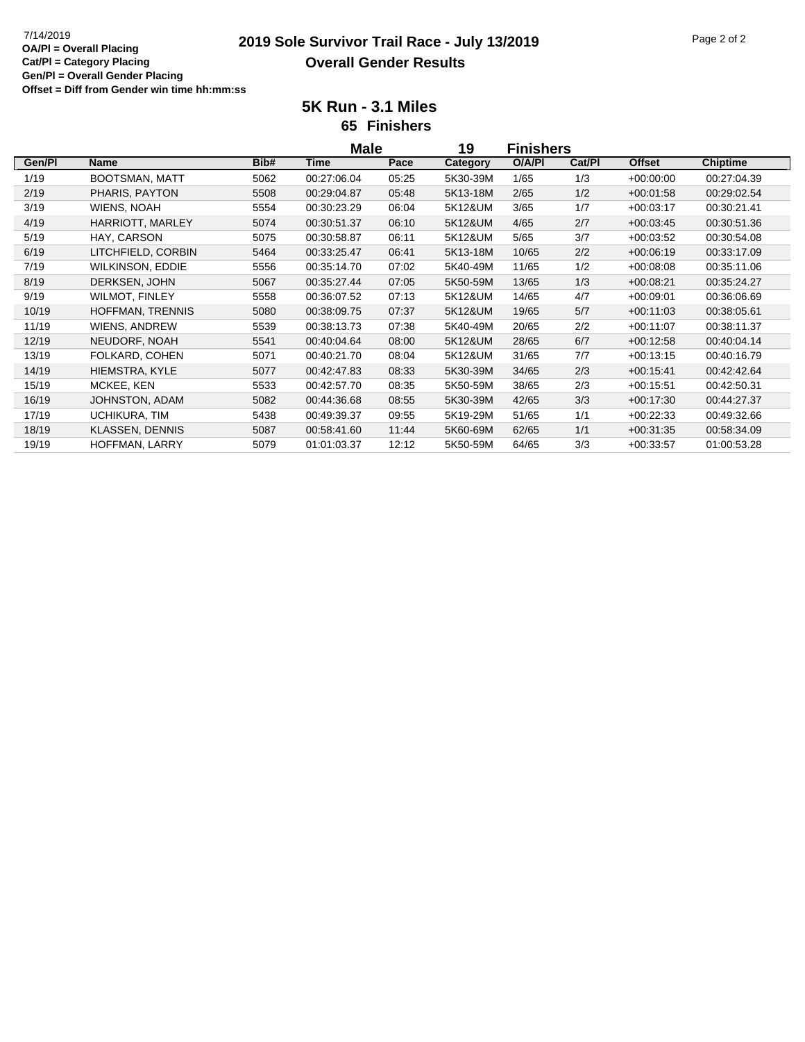7/14/2019
**OA/Pl = Overall Placing**
**Cat/Pl = Category Placing**
**Gen/Pl = Overall Gender Placing**
**Offset = Diff from Gender win time hh:mm:ss**

# 2019 Sole Survivor Trail Race - July 13/2019

## Overall Gender Results

### 5K Run - 3.1 Miles

### 65 Finishers

### Male 19 Finishers

| Gen/Pl | Name | Bib# | Time | Pace | Category | O/A/Pl | Cat/Pl | Offset | Chiptime |
|---|---|---|---|---|---|---|---|---|---|
| 1/19 | BOOTSMAN, MATT | 5062 | 00:27:06.04 | 05:25 | 5K30-39M | 1/65 | 1/3 | +00:00:00 | 00:27:04.39 |
| 2/19 | PHARIS, PAYTON | 5508 | 00:29:04.87 | 05:48 | 5K13-18M | 2/65 | 1/2 | +00:01:58 | 00:29:02.54 |
| 3/19 | WIENS, NOAH | 5554 | 00:30:23.29 | 06:04 | 5K12&UM | 3/65 | 1/7 | +00:03:17 | 00:30:21.41 |
| 4/19 | HARRIOTT, MARLEY | 5074 | 00:30:51.37 | 06:10 | 5K12&UM | 4/65 | 2/7 | +00:03:45 | 00:30:51.36 |
| 5/19 | HAY, CARSON | 5075 | 00:30:58.87 | 06:11 | 5K12&UM | 5/65 | 3/7 | +00:03:52 | 00:30:54.08 |
| 6/19 | LITCHFIELD, CORBIN | 5464 | 00:33:25.47 | 06:41 | 5K13-18M | 10/65 | 2/2 | +00:06:19 | 00:33:17.09 |
| 7/19 | WILKINSON, EDDIE | 5556 | 00:35:14.70 | 07:02 | 5K40-49M | 11/65 | 1/2 | +00:08:08 | 00:35:11.06 |
| 8/19 | DERKSEN, JOHN | 5067 | 00:35:27.44 | 07:05 | 5K50-59M | 13/65 | 1/3 | +00:08:21 | 00:35:24.27 |
| 9/19 | WILMOT, FINLEY | 5558 | 00:36:07.52 | 07:13 | 5K12&UM | 14/65 | 4/7 | +00:09:01 | 00:36:06.69 |
| 10/19 | HOFFMAN, TRENNIS | 5080 | 00:38:09.75 | 07:37 | 5K12&UM | 19/65 | 5/7 | +00:11:03 | 00:38:05.61 |
| 11/19 | WIENS, ANDREW | 5539 | 00:38:13.73 | 07:38 | 5K40-49M | 20/65 | 2/2 | +00:11:07 | 00:38:11.37 |
| 12/19 | NEUDORF, NOAH | 5541 | 00:40:04.64 | 08:00 | 5K12&UM | 28/65 | 6/7 | +00:12:58 | 00:40:04.14 |
| 13/19 | FOLKARD, COHEN | 5071 | 00:40:21.70 | 08:04 | 5K12&UM | 31/65 | 7/7 | +00:13:15 | 00:40:16.79 |
| 14/19 | HIEMSTRA, KYLE | 5077 | 00:42:47.83 | 08:33 | 5K30-39M | 34/65 | 2/3 | +00:15:41 | 00:42:42.64 |
| 15/19 | MCKEE, KEN | 5533 | 00:42:57.70 | 08:35 | 5K50-59M | 38/65 | 2/3 | +00:15:51 | 00:42:50.31 |
| 16/19 | JOHNSTON, ADAM | 5082 | 00:44:36.68 | 08:55 | 5K30-39M | 42/65 | 3/3 | +00:17:30 | 00:44:27.37 |
| 17/19 | UCHIKURA, TIM | 5438 | 00:49:39.37 | 09:55 | 5K19-29M | 51/65 | 1/1 | +00:22:33 | 00:49:32.66 |
| 18/19 | KLASSEN, DENNIS | 5087 | 00:58:41.60 | 11:44 | 5K60-69M | 62/65 | 1/1 | +00:31:35 | 00:58:34.09 |
| 19/19 | HOFFMAN, LARRY | 5079 | 01:01:03.37 | 12:12 | 5K50-59M | 64/65 | 3/3 | +00:33:57 | 01:00:53.28 |